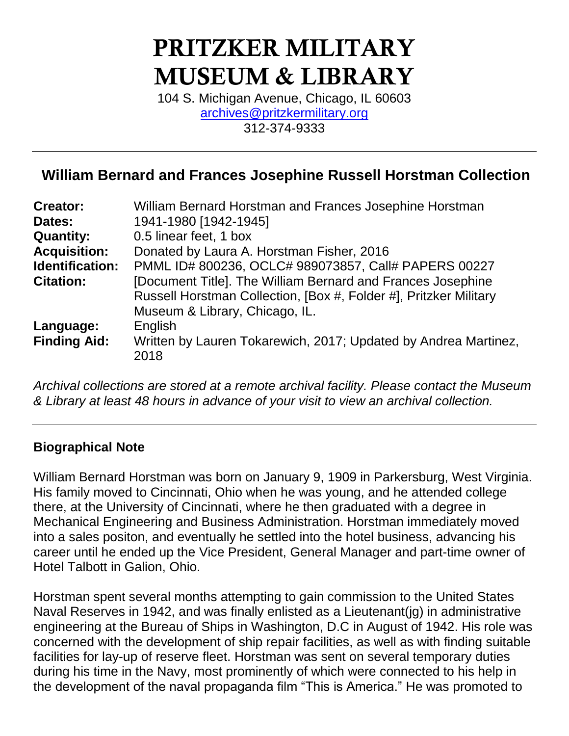# PRITZKER MILITARY MUSEUM & LIBRARY

104 S. Michigan Avenue, Chicago, IL 60603
archives@pritzkermilitary.org
312-374-9333

---

## William Bernard and Frances Josephine Russell Horstman Collection

| | |
|---|---|
| **Creator:** | William Bernard Horstman and Frances Josephine Horstman |
| **Dates:** | 1941-1980 [1942-1945] |
| **Quantity:** | 0.5 linear feet, 1 box |
| **Acquisition:** | Donated by Laura A. Horstman Fisher, 2016 |
| **Identification:** | PMML ID# 800236, OCLC# 989073857, Call# PAPERS 00227 |
| **Citation:** | [Document Title]. The William Bernard and Frances Josephine Russell Horstman Collection, [Box #, Folder #], Pritzker Military Museum & Library, Chicago, IL. |
| **Language:** | English |
| **Finding Aid:** | Written by Lauren Tokarewich, 2017; Updated by Andrea Martinez, 2018 |

*Archival collections are stored at a remote archival facility. Please contact the Museum & Library at least 48 hours in advance of your visit to view an archival collection.*

---

### Biographical Note

William Bernard Horstman was born on January 9, 1909 in Parkersburg, West Virginia. His family moved to Cincinnati, Ohio when he was young, and he attended college there, at the University of Cincinnati, where he then graduated with a degree in Mechanical Engineering and Business Administration. Horstman immediately moved into a sales positon, and eventually he settled into the hotel business, advancing his career until he ended up the Vice President, General Manager and part-time owner of Hotel Talbott in Galion, Ohio.

Horstman spent several months attempting to gain commission to the United States Naval Reserves in 1942, and was finally enlisted as a Lieutenant(jg) in administrative engineering at the Bureau of Ships in Washington, D.C in August of 1942. His role was concerned with the development of ship repair facilities, as well as with finding suitable facilities for lay-up of reserve fleet. Horstman was sent on several temporary duties during his time in the Navy, most prominently of which were connected to his help in the development of the naval propaganda film "This is America." He was promoted to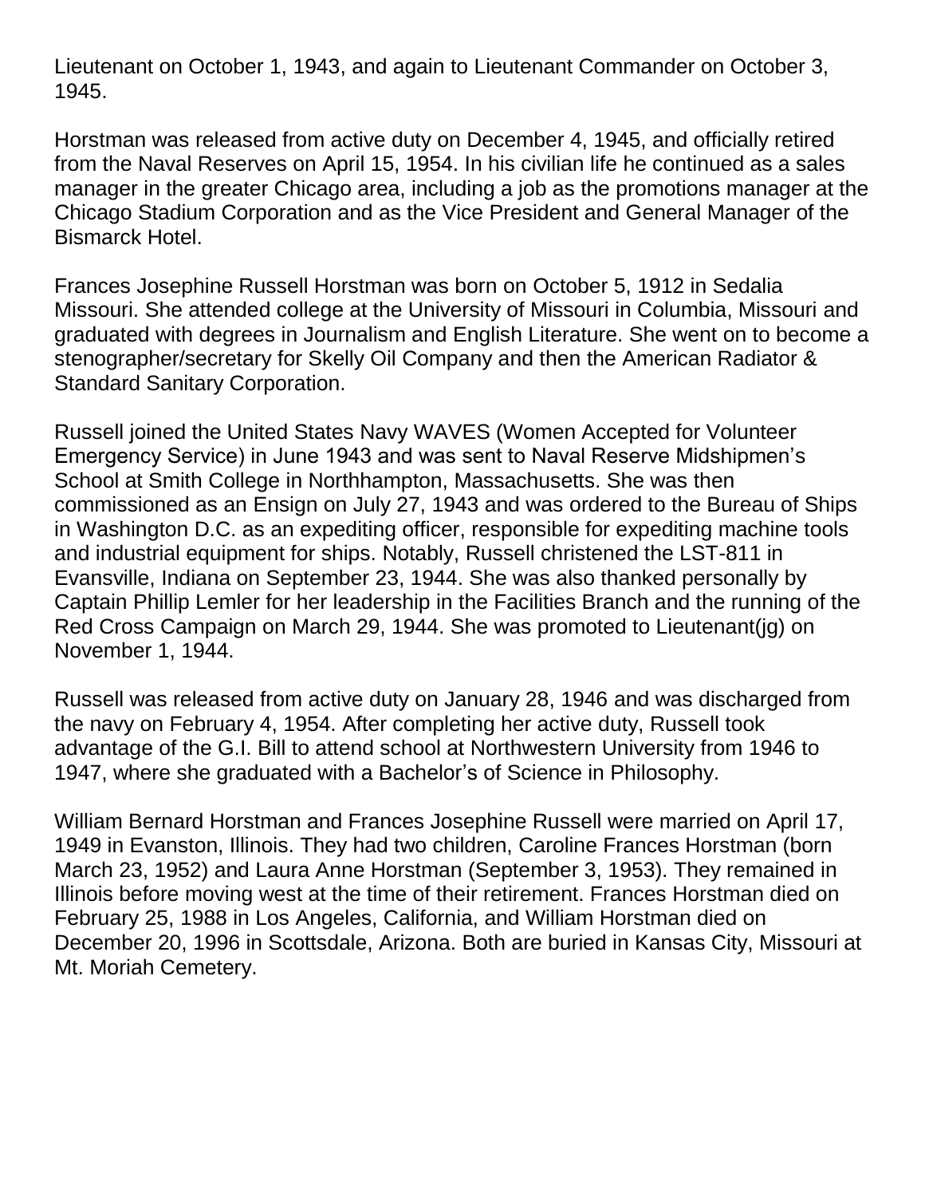Lieutenant on October 1, 1943, and again to Lieutenant Commander on October 3, 1945.

Horstman was released from active duty on December 4, 1945, and officially retired from the Naval Reserves on April 15, 1954. In his civilian life he continued as a sales manager in the greater Chicago area, including a job as the promotions manager at the Chicago Stadium Corporation and as the Vice President and General Manager of the Bismarck Hotel.

Frances Josephine Russell Horstman was born on October 5, 1912 in Sedalia Missouri. She attended college at the University of Missouri in Columbia, Missouri and graduated with degrees in Journalism and English Literature. She went on to become a stenographer/secretary for Skelly Oil Company and then the American Radiator & Standard Sanitary Corporation.

Russell joined the United States Navy WAVES (Women Accepted for Volunteer Emergency Service) in June 1943 and was sent to Naval Reserve Midshipmen's School at Smith College in Northhampton, Massachusetts. She was then commissioned as an Ensign on July 27, 1943 and was ordered to the Bureau of Ships in Washington D.C. as an expediting officer, responsible for expediting machine tools and industrial equipment for ships. Notably, Russell christened the LST-811 in Evansville, Indiana on September 23, 1944. She was also thanked personally by Captain Phillip Lemler for her leadership in the Facilities Branch and the running of the Red Cross Campaign on March 29, 1944. She was promoted to Lieutenant(jg) on November 1, 1944.

Russell was released from active duty on January 28, 1946 and was discharged from the navy on February 4, 1954. After completing her active duty, Russell took advantage of the G.I. Bill to attend school at Northwestern University from 1946 to 1947, where she graduated with a Bachelor's of Science in Philosophy.

William Bernard Horstman and Frances Josephine Russell were married on April 17, 1949 in Evanston, Illinois. They had two children, Caroline Frances Horstman (born March 23, 1952) and Laura Anne Horstman (September 3, 1953). They remained in Illinois before moving west at the time of their retirement. Frances Horstman died on February 25, 1988 in Los Angeles, California, and William Horstman died on December 20, 1996 in Scottsdale, Arizona. Both are buried in Kansas City, Missouri at Mt. Moriah Cemetery.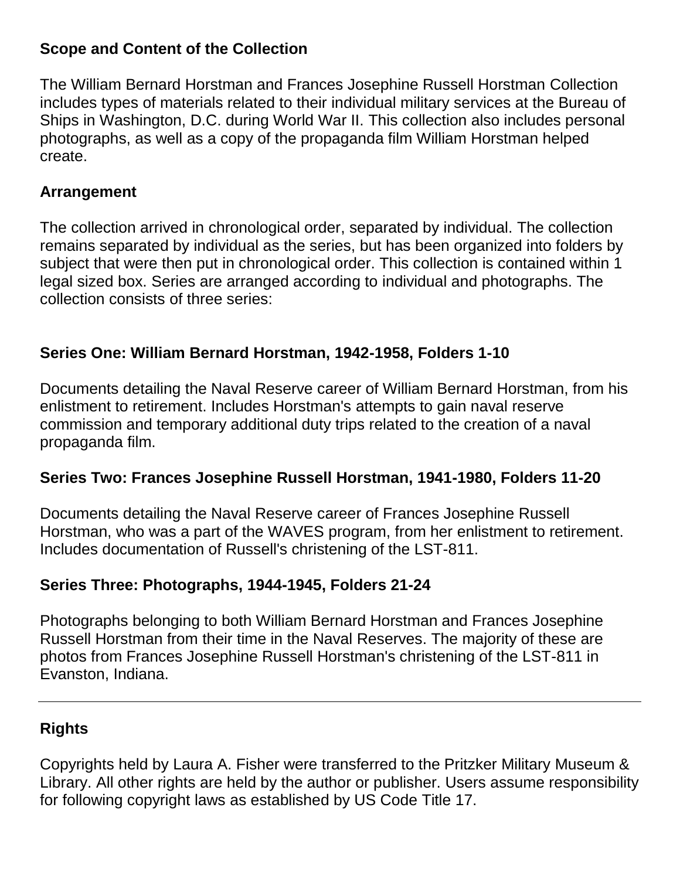## Scope and Content of the Collection

The William Bernard Horstman and Frances Josephine Russell Horstman Collection includes types of materials related to their individual military services at the Bureau of Ships in Washington, D.C. during World War II. This collection also includes personal photographs, as well as a copy of the propaganda film William Horstman helped create.

## Arrangement

The collection arrived in chronological order, separated by individual. The collection remains separated by individual as the series, but has been organized into folders by subject that were then put in chronological order. This collection is contained within 1 legal sized box. Series are arranged according to individual and photographs. The collection consists of three series:

### Series One: William Bernard Horstman, 1942-1958, Folders 1-10

Documents detailing the Naval Reserve career of William Bernard Horstman, from his enlistment to retirement. Includes Horstman's attempts to gain naval reserve commission and temporary additional duty trips related to the creation of a naval propaganda film.

### Series Two: Frances Josephine Russell Horstman, 1941-1980, Folders 11-20

Documents detailing the Naval Reserve career of Frances Josephine Russell Horstman, who was a part of the WAVES program, from her enlistment to retirement. Includes documentation of Russell's christening of the LST-811.

### Series Three: Photographs, 1944-1945, Folders 21-24

Photographs belonging to both William Bernard Horstman and Frances Josephine Russell Horstman from their time in the Naval Reserves. The majority of these are photos from Frances Josephine Russell Horstman's christening of the LST-811 in Evanston, Indiana.

---

## Rights

Copyrights held by Laura A. Fisher were transferred to the Pritzker Military Museum & Library. All other rights are held by the author or publisher. Users assume responsibility for following copyright laws as established by US Code Title 17.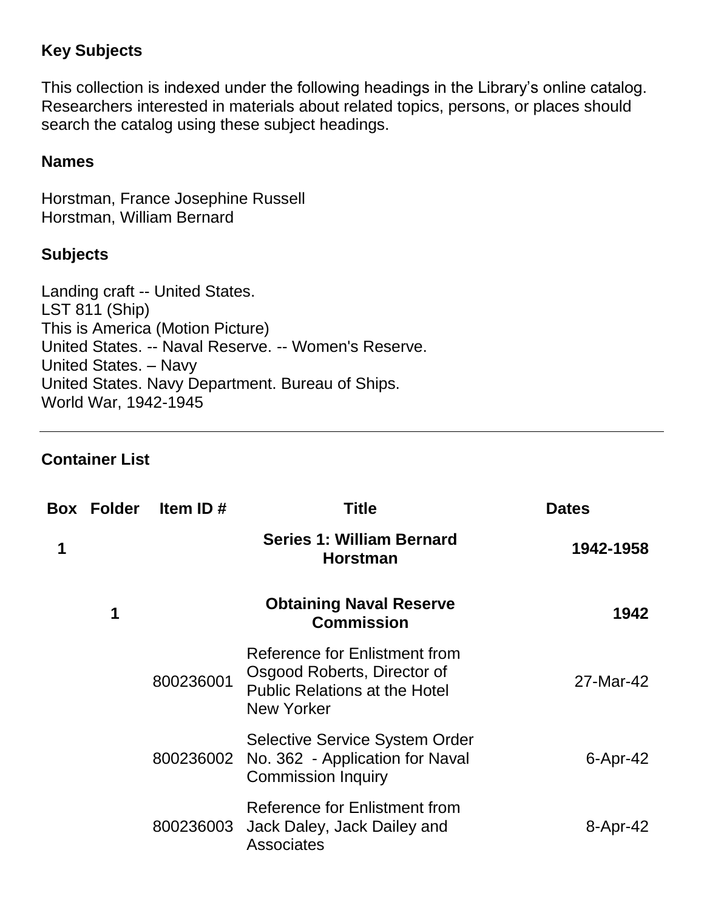### Key Subjects

This collection is indexed under the following headings in the Library's online catalog. Researchers interested in materials about related topics, persons, or places should search the catalog using these subject headings.

### Names

Horstman, France Josephine Russell
Horstman, William Bernard

### Subjects

Landing craft -- United States.
LST 811 (Ship)
This is America (Motion Picture)
United States. -- Naval Reserve. -- Women's Reserve.
United States. – Navy
United States. Navy Department. Bureau of Ships.
World War, 1942-1945

---

### Container List

| Box | Folder | Item ID # | Title | Dates |
|---|---|---|---|---|
| 1 | | | **Series 1: William Bernard Horstman** | **1942-1958** |
| | 1 | | **Obtaining Naval Reserve Commission** | **1942** |
| | | 800236001 | Reference for Enlistment from Osgood Roberts, Director of Public Relations at the Hotel New Yorker | 27-Mar-42 |
| | | 800236002 | Selective Service System Order No. 362 - Application for Naval Commission Inquiry | 6-Apr-42 |
| | | 800236003 | Reference for Enlistment from Jack Daley, Jack Dailey and Associates | 8-Apr-42 |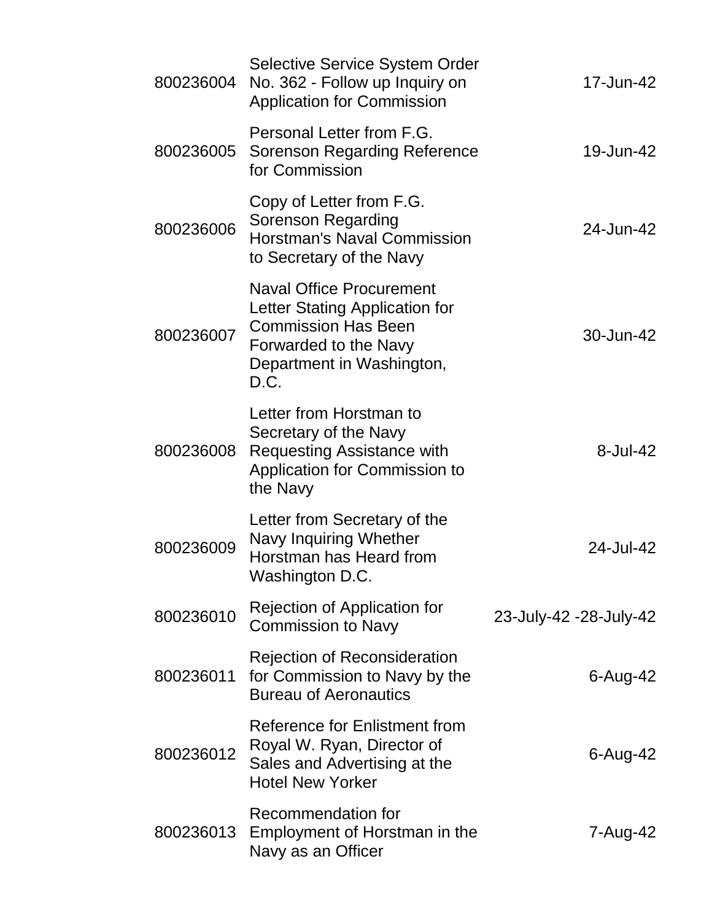| | | |
|---|---|---|
| 800236004 | Selective Service System Order No. 362 - Follow up Inquiry on Application for Commission | 17-Jun-42 |
| 800236005 | Personal Letter from F.G. Sorenson Regarding Reference for Commission | 19-Jun-42 |
| 800236006 | Copy of Letter from F.G. Sorenson Regarding Horstman's Naval Commission to Secretary of the Navy | 24-Jun-42 |
| 800236007 | Naval Office Procurement Letter Stating Application for Commission Has Been Forwarded to the Navy Department in Washington, D.C. | 30-Jun-42 |
| 800236008 | Letter from Horstman to Secretary of the Navy Requesting Assistance with Application for Commission to the Navy | 8-Jul-42 |
| 800236009 | Letter from Secretary of the Navy Inquiring Whether Horstman has Heard from Washington D.C. | 24-Jul-42 |
| 800236010 | Rejection of Application for Commission to Navy | 23-July-42 -28-July-42 |
| 800236011 | Rejection of Reconsideration for Commission to Navy by the Bureau of Aeronautics | 6-Aug-42 |
| 800236012 | Reference for Enlistment from Royal W. Ryan, Director of Sales and Advertising at the Hotel New Yorker | 6-Aug-42 |
| 800236013 | Recommendation for Employment of Horstman in the Navy as an Officer | 7-Aug-42 |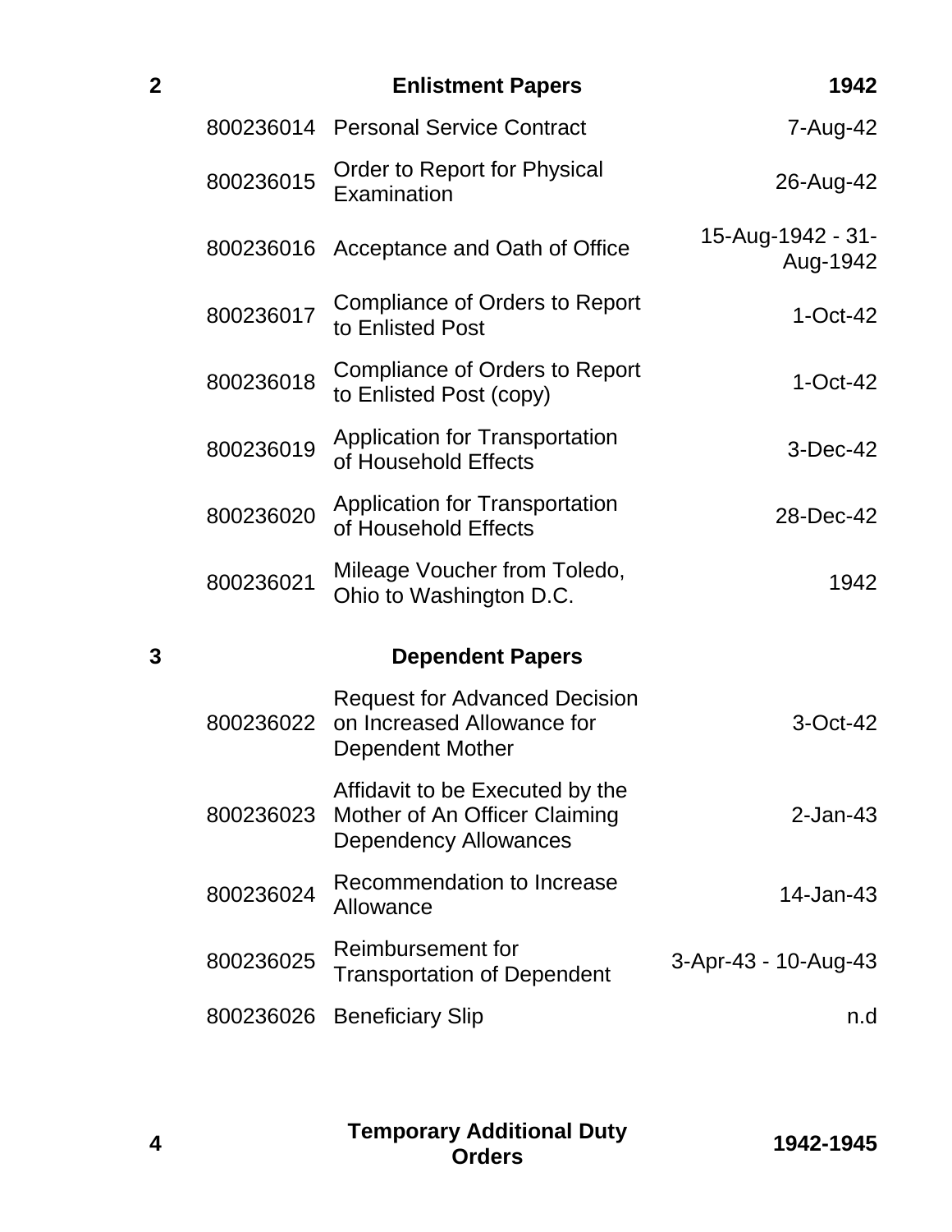| | | | |
|---|---|---|---|
| **2** | | **Enlistment Papers** | **1942** |
| | 800236014 | Personal Service Contract | 7-Aug-42 |
| | 800236015 | Order to Report for Physical Examination | 26-Aug-42 |
| | 800236016 | Acceptance and Oath of Office | 15-Aug-1942 - 31-Aug-1942 |
| | 800236017 | Compliance of Orders to Report to Enlisted Post | 1-Oct-42 |
| | 800236018 | Compliance of Orders to Report to Enlisted Post (copy) | 1-Oct-42 |
| | 800236019 | Application for Transportation of Household Effects | 3-Dec-42 |
| | 800236020 | Application for Transportation of Household Effects | 28-Dec-42 |
| | 800236021 | Mileage Voucher from Toledo, Ohio to Washington D.C. | 1942 |
| **3** | | **Dependent Papers** | |
| | 800236022 | Request for Advanced Decision on Increased Allowance for Dependent Mother | 3-Oct-42 |
| | 800236023 | Affidavit to be Executed by the Mother of An Officer Claiming Dependency Allowances | 2-Jan-43 |
| | 800236024 | Recommendation to Increase Allowance | 14-Jan-43 |
| | 800236025 | Reimbursement for Transportation of Dependent | 3-Apr-43 - 10-Aug-43 |
| | 800236026 | Beneficiary Slip | n.d |
| **4** | | **Temporary Additional Duty Orders** | **1942-1945** |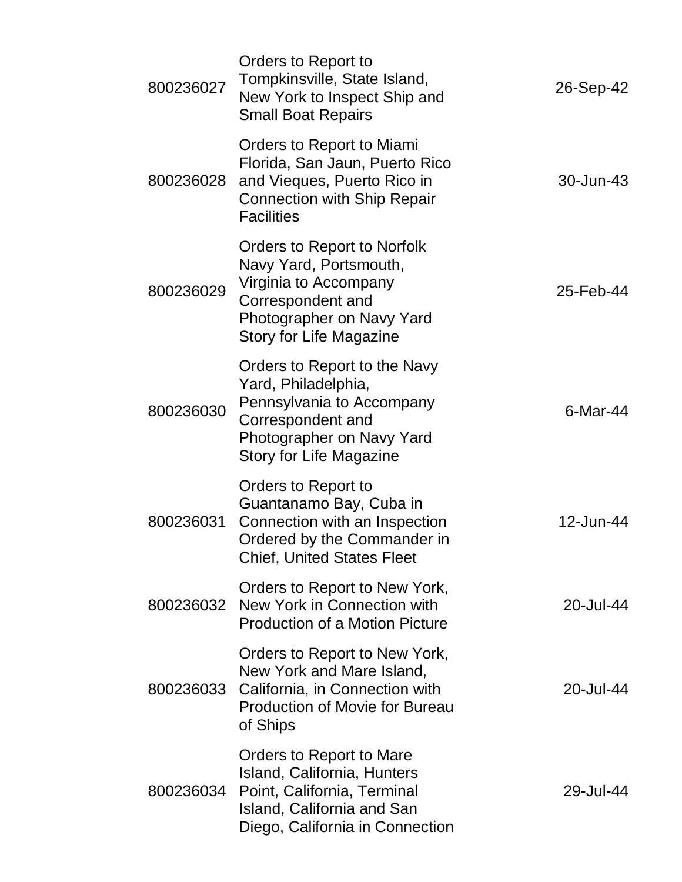| | | |
|---|---|---|
| 800236027 | Orders to Report to Tompkinsville, State Island, New York to Inspect Ship and Small Boat Repairs | 26-Sep-42 |
| 800236028 | Orders to Report to Miami Florida, San Jaun, Puerto Rico and Vieques, Puerto Rico in Connection with Ship Repair Facilities | 30-Jun-43 |
| 800236029 | Orders to Report to Norfolk Navy Yard, Portsmouth, Virginia to Accompany Correspondent and Photographer on Navy Yard Story for Life Magazine | 25-Feb-44 |
| 800236030 | Orders to Report to the Navy Yard, Philadelphia, Pennsylvania to Accompany Correspondent and Photographer on Navy Yard Story for Life Magazine | 6-Mar-44 |
| 800236031 | Orders to Report to Guantanamo Bay, Cuba in Connection with an Inspection Ordered by the Commander in Chief, United States Fleet | 12-Jun-44 |
| 800236032 | Orders to Report to New York, New York in Connection with Production of a Motion Picture | 20-Jul-44 |
| 800236033 | Orders to Report to New York, New York and Mare Island, California, in Connection with Production of Movie for Bureau of Ships | 20-Jul-44 |
| 800236034 | Orders to Report to Mare Island, California, Hunters Point, California, Terminal Island, California and San Diego, California in Connection | 29-Jul-44 |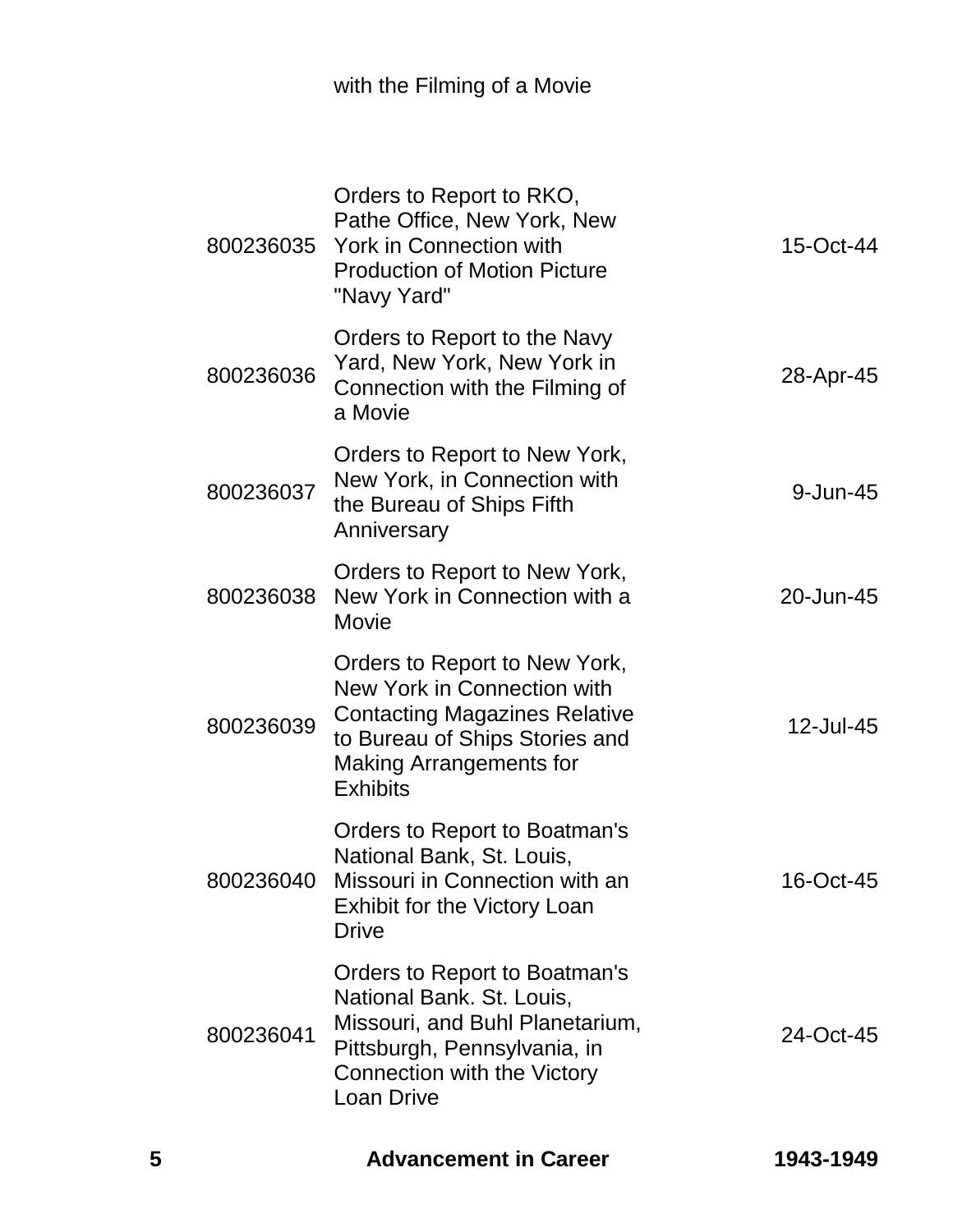| | | |
|---|---|---|
| | with the Filming of a Movie | |
| 800236035 | Orders to Report to RKO, Pathe Office, New York, New York in Connection with Production of Motion Picture "Navy Yard" | 15-Oct-44 |
| 800236036 | Orders to Report to the Navy Yard, New York, New York in Connection with the Filming of a Movie | 28-Apr-45 |
| 800236037 | Orders to Report to New York, New York, in Connection with the Bureau of Ships Fifth Anniversary | 9-Jun-45 |
| 800236038 | Orders to Report to New York, New York in Connection with a Movie | 20-Jun-45 |
| 800236039 | Orders to Report to New York, New York in Connection with Contacting Magazines Relative to Bureau of Ships Stories and Making Arrangements for Exhibits | 12-Jul-45 |
| 800236040 | Orders to Report to Boatman's National Bank, St. Louis, Missouri in Connection with an Exhibit for the Victory Loan Drive | 16-Oct-45 |
| 800236041 | Orders to Report to Boatman's National Bank. St. Louis, Missouri, and Buhl Planetarium, Pittsburgh, Pennsylvania, in Connection with the Victory Loan Drive | 24-Oct-45 |
| **5** | **Advancement in Career** | **1943-1949** |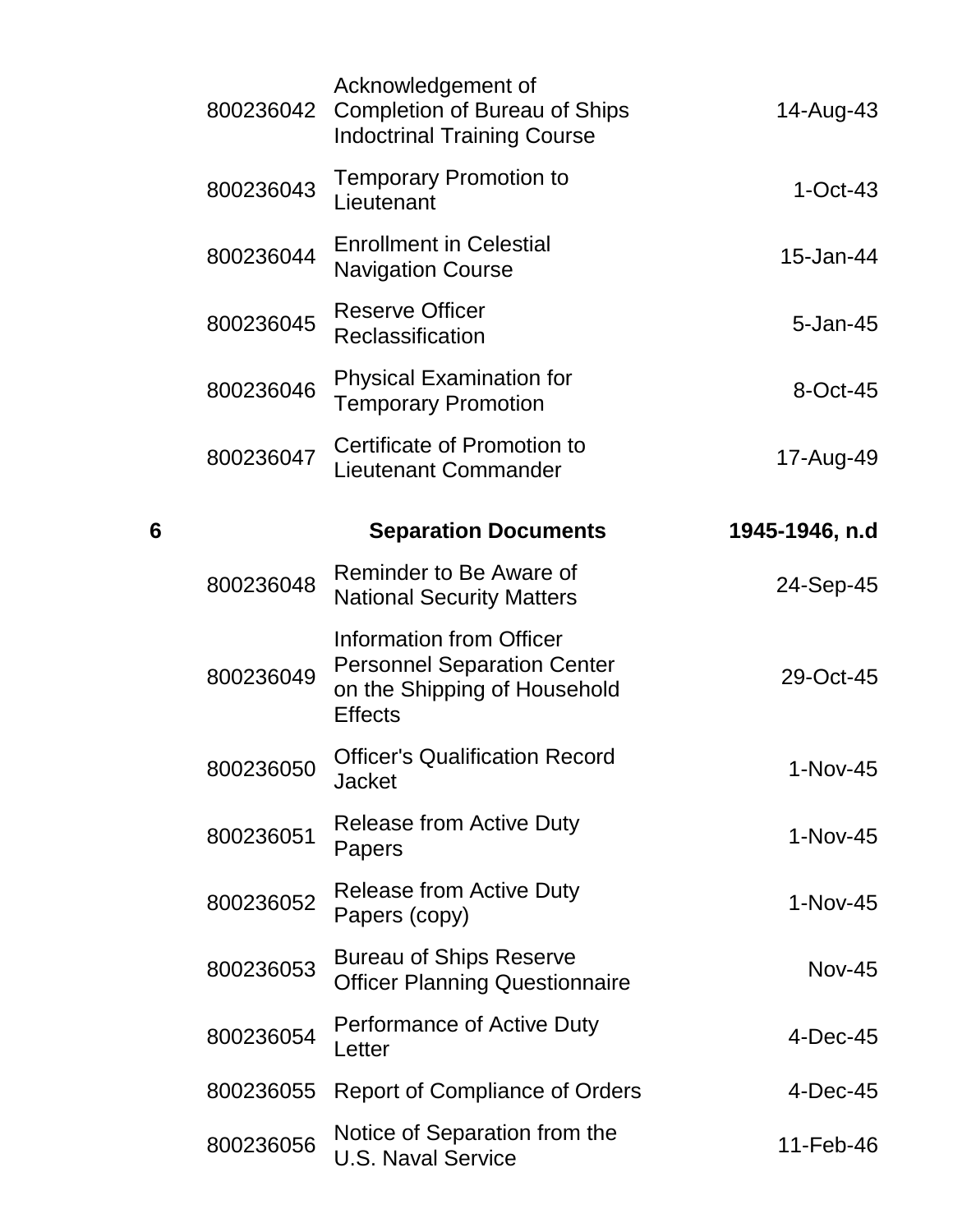| | | | |
|---|---|---|---|
| | 800236042 | Acknowledgement of Completion of Bureau of Ships Indoctrinal Training Course | 14-Aug-43 |
| | 800236043 | Temporary Promotion to Lieutenant | 1-Oct-43 |
| | 800236044 | Enrollment in Celestial Navigation Course | 15-Jan-44 |
| | 800236045 | Reserve Officer Reclassification | 5-Jan-45 |
| | 800236046 | Physical Examination for Temporary Promotion | 8-Oct-45 |
| | 800236047 | Certificate of Promotion to Lieutenant Commander | 17-Aug-49 |
| **6** | | **Separation Documents** | **1945-1946, n.d** |
| | 800236048 | Reminder to Be Aware of National Security Matters | 24-Sep-45 |
| | 800236049 | Information from Officer Personnel Separation Center on the Shipping of Household Effects | 29-Oct-45 |
| | 800236050 | Officer's Qualification Record Jacket | 1-Nov-45 |
| | 800236051 | Release from Active Duty Papers | 1-Nov-45 |
| | 800236052 | Release from Active Duty Papers (copy) | 1-Nov-45 |
| | 800236053 | Bureau of Ships Reserve Officer Planning Questionnaire | Nov-45 |
| | 800236054 | Performance of Active Duty Letter | 4-Dec-45 |
| | 800236055 | Report of Compliance of Orders | 4-Dec-45 |
| | 800236056 | Notice of Separation from the U.S. Naval Service | 11-Feb-46 |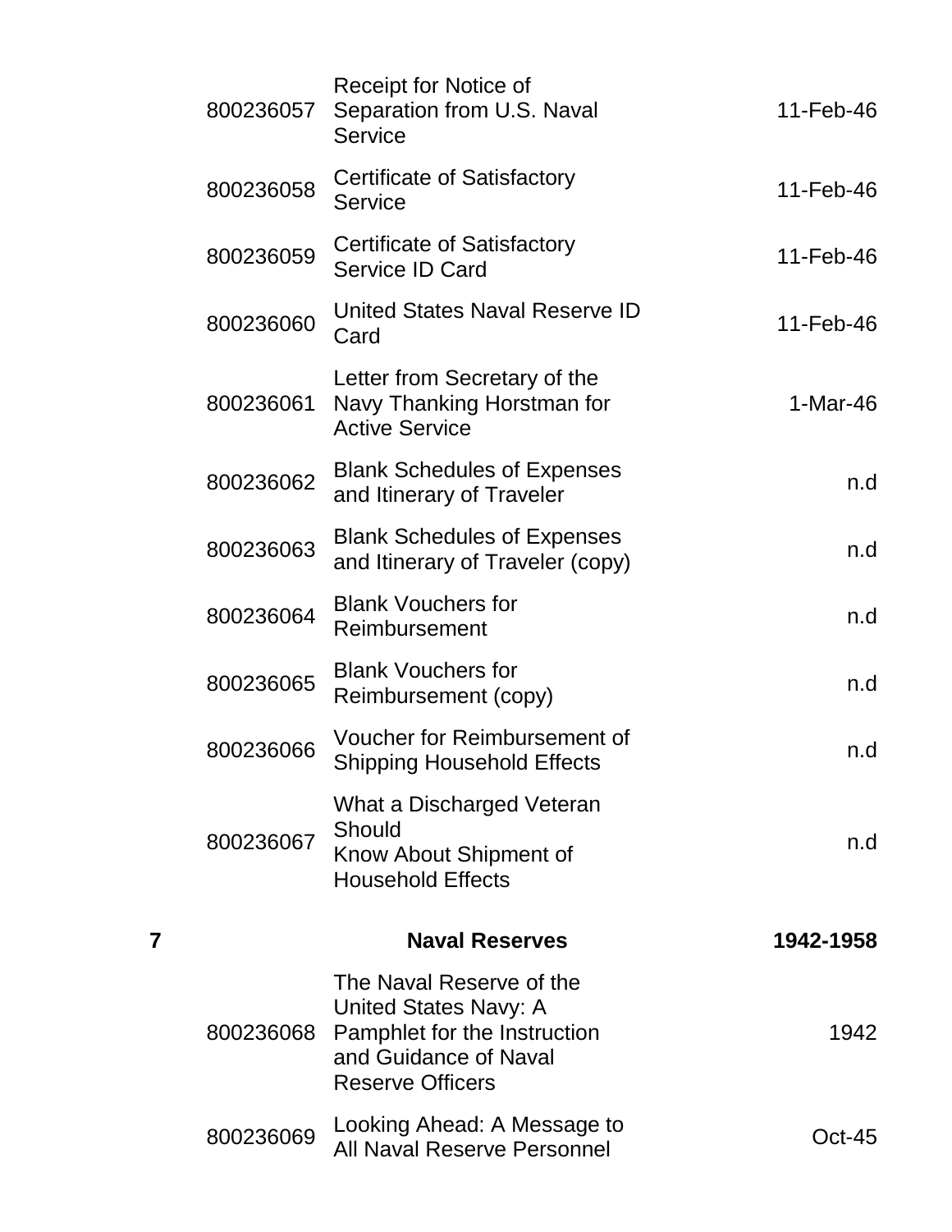| | | | |
|---|---|---|---|
| | 800236057 | Receipt for Notice of Separation from U.S. Naval Service | 11-Feb-46 |
| | 800236058 | Certificate of Satisfactory Service | 11-Feb-46 |
| | 800236059 | Certificate of Satisfactory Service ID Card | 11-Feb-46 |
| | 800236060 | United States Naval Reserve ID Card | 11-Feb-46 |
| | 800236061 | Letter from Secretary of the Navy Thanking Horstman for Active Service | 1-Mar-46 |
| | 800236062 | Blank Schedules of Expenses and Itinerary of Traveler | n.d |
| | 800236063 | Blank Schedules of Expenses and Itinerary of Traveler (copy) | n.d |
| | 800236064 | Blank Vouchers for Reimbursement | n.d |
| | 800236065 | Blank Vouchers for Reimbursement (copy) | n.d |
| | 800236066 | Voucher for Reimbursement of Shipping Household Effects | n.d |
| | 800236067 | What a Discharged Veteran Should Know About Shipment of Household Effects | n.d |
| **7** | | **Naval Reserves** | **1942-1958** |
| | 800236068 | The Naval Reserve of the United States Navy: A Pamphlet for the Instruction and Guidance of Naval Reserve Officers | 1942 |
| | 800236069 | Looking Ahead: A Message to All Naval Reserve Personnel | Oct-45 |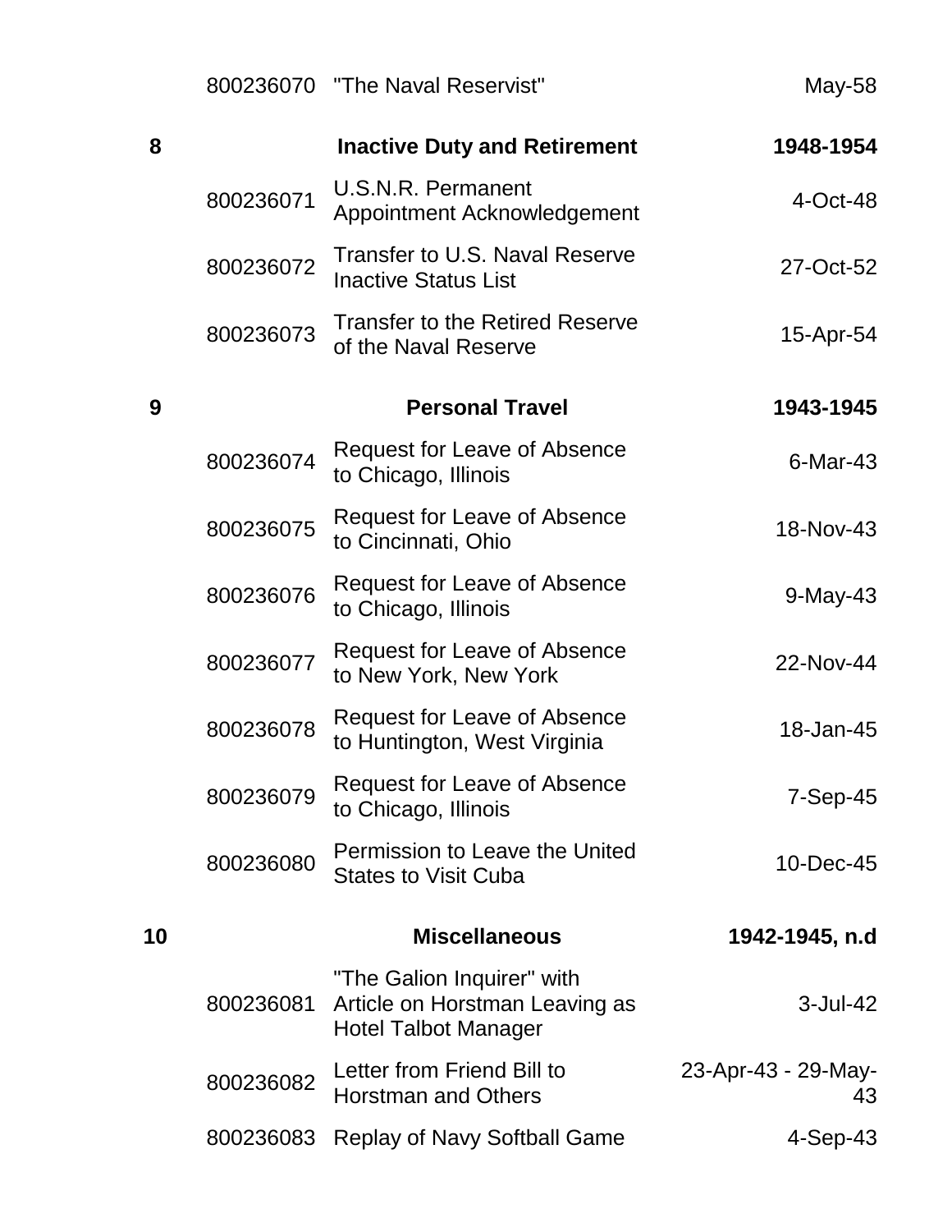| | | | |
|---|---|---|---|
| | 800236070 | "The Naval Reservist" | May-58 |
| **8** | | **Inactive Duty and Retirement** | **1948-1954** |
| | 800236071 | U.S.N.R. Permanent Appointment Acknowledgement | 4-Oct-48 |
| | 800236072 | Transfer to U.S. Naval Reserve Inactive Status List | 27-Oct-52 |
| | 800236073 | Transfer to the Retired Reserve of the Naval Reserve | 15-Apr-54 |
| **9** | | **Personal Travel** | **1943-1945** |
| | 800236074 | Request for Leave of Absence to Chicago, Illinois | 6-Mar-43 |
| | 800236075 | Request for Leave of Absence to Cincinnati, Ohio | 18-Nov-43 |
| | 800236076 | Request for Leave of Absence to Chicago, Illinois | 9-May-43 |
| | 800236077 | Request for Leave of Absence to New York, New York | 22-Nov-44 |
| | 800236078 | Request for Leave of Absence to Huntington, West Virginia | 18-Jan-45 |
| | 800236079 | Request for Leave of Absence to Chicago, Illinois | 7-Sep-45 |
| | 800236080 | Permission to Leave the United States to Visit Cuba | 10-Dec-45 |
| **10** | | **Miscellaneous** | **1942-1945, n.d** |
| | 800236081 | "The Galion Inquirer" with Article on Horstman Leaving as Hotel Talbot Manager | 3-Jul-42 |
| | 800236082 | Letter from Friend Bill to Horstman and Others | 23-Apr-43 - 29-May-43 |
| | 800236083 | Replay of Navy Softball Game | 4-Sep-43 |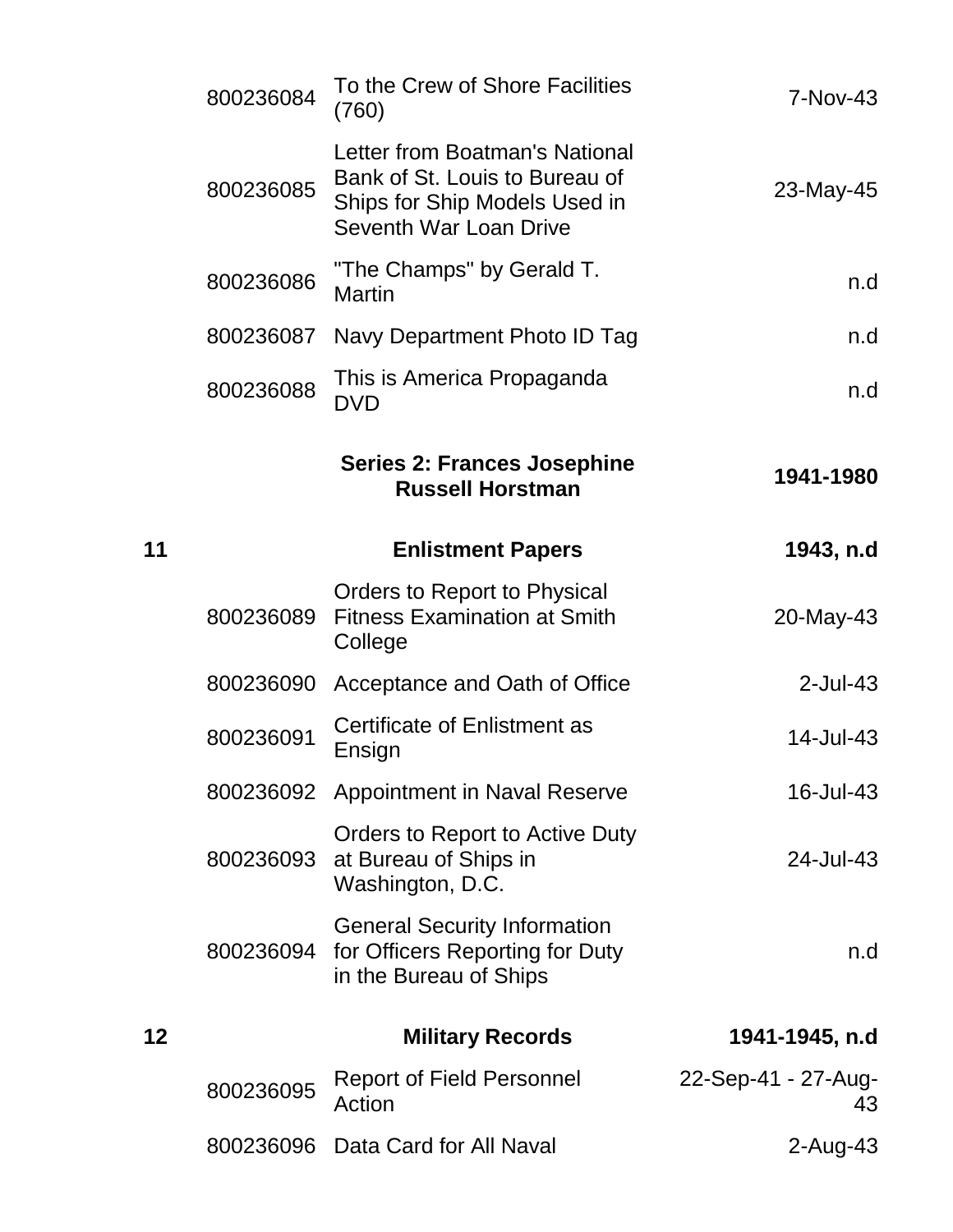| | | | |
|---|---|---|---|
| | 800236084 | To the Crew of Shore Facilities (760) | 7-Nov-43 |
| | 800236085 | Letter from Boatman's National Bank of St. Louis to Bureau of Ships for Ship Models Used in Seventh War Loan Drive | 23-May-45 |
| | 800236086 | "The Champs" by Gerald T. Martin | n.d |
| | 800236087 | Navy Department Photo ID Tag | n.d |
| | 800236088 | This is America Propaganda DVD | n.d |
| | | **Series 2: Frances Josephine Russell Horstman** | **1941-1980** |
| **11** | | **Enlistment Papers** | **1943, n.d** |
| | 800236089 | Orders to Report to Physical Fitness Examination at Smith College | 20-May-43 |
| | 800236090 | Acceptance and Oath of Office | 2-Jul-43 |
| | 800236091 | Certificate of Enlistment as Ensign | 14-Jul-43 |
| | 800236092 | Appointment in Naval Reserve | 16-Jul-43 |
| | 800236093 | Orders to Report to Active Duty at Bureau of Ships in Washington, D.C. | 24-Jul-43 |
| | 800236094 | General Security Information for Officers Reporting for Duty in the Bureau of Ships | n.d |
| **12** | | **Military Records** | **1941-1945, n.d** |
| | 800236095 | Report of Field Personnel Action | 22-Sep-41 - 27-Aug-43 |
| | 800236096 | Data Card for All Naval | 2-Aug-43 |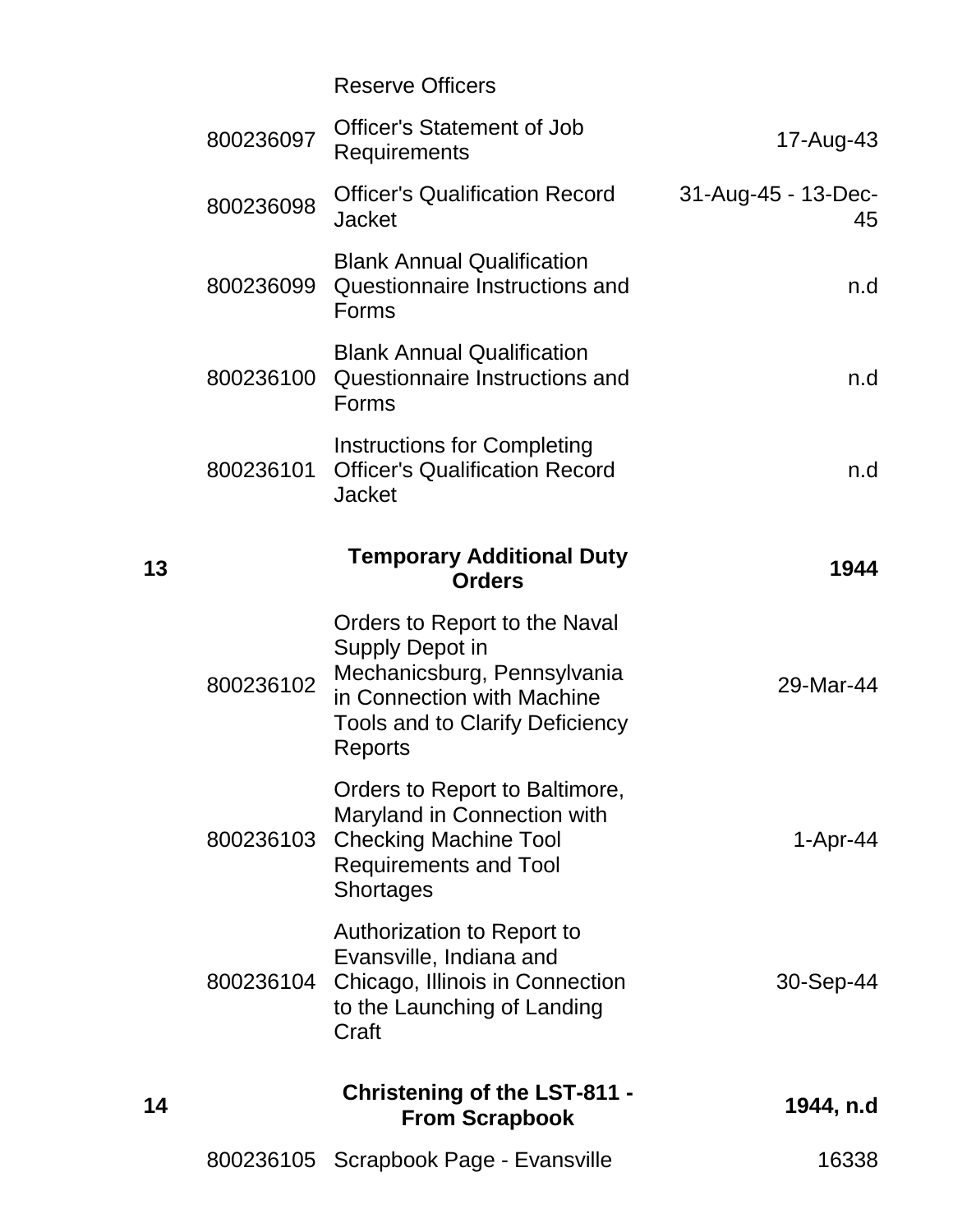| | | Reserve Officers | |
|---|---|---|---|
| | 800236097 | Officer's Statement of Job Requirements | 17-Aug-43 |
| | 800236098 | Officer's Qualification Record Jacket | 31-Aug-45 - 13-Dec-45 |
| | 800236099 | Blank Annual Qualification Questionnaire Instructions and Forms | n.d |
| | 800236100 | Blank Annual Qualification Questionnaire Instructions and Forms | n.d |
| | 800236101 | Instructions for Completing Officer's Qualification Record Jacket | n.d |
| **13** | | **Temporary Additional Duty Orders** | **1944** |
| | 800236102 | Orders to Report to the Naval Supply Depot in Mechanicsburg, Pennsylvania in Connection with Machine Tools and to Clarify Deficiency Reports | 29-Mar-44 |
| | 800236103 | Orders to Report to Baltimore, Maryland in Connection with Checking Machine Tool Requirements and Tool Shortages | 1-Apr-44 |
| | 800236104 | Authorization to Report to Evansville, Indiana and Chicago, Illinois in Connection to the Launching of Landing Craft | 30-Sep-44 |
| **14** | | **Christening of the LST-811 - From Scrapbook** | **1944, n.d** |
| | 800236105 | Scrapbook Page - Evansville | 16338 |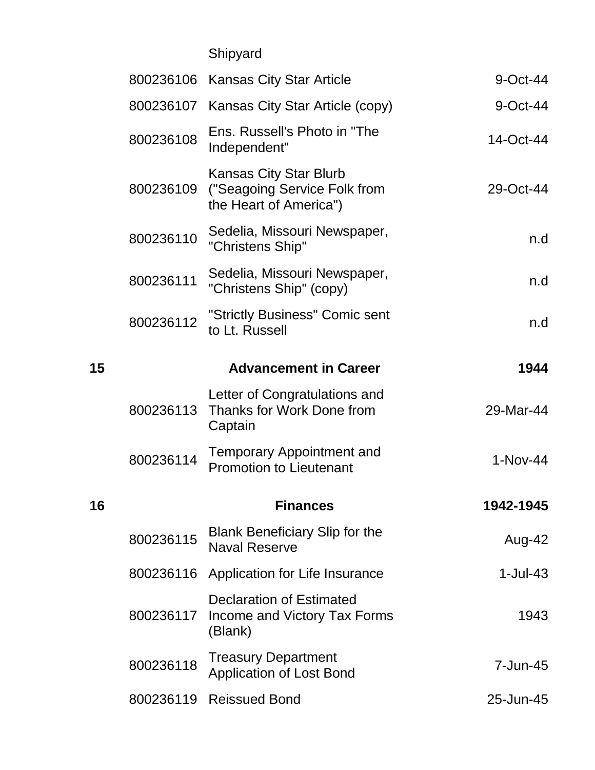| | | Shipyard | |
|---|---|---|---|
| | 800236106 | Kansas City Star Article | 9-Oct-44 |
| | 800236107 | Kansas City Star Article (copy) | 9-Oct-44 |
| | 800236108 | Ens. Russell's Photo in "The Independent" | 14-Oct-44 |
| | 800236109 | Kansas City Star Blurb ("Seagoing Service Folk from the Heart of America") | 29-Oct-44 |
| | 800236110 | Sedelia, Missouri Newspaper, "Christens Ship" | n.d |
| | 800236111 | Sedelia, Missouri Newspaper, "Christens Ship" (copy) | n.d |
| | 800236112 | "Strictly Business" Comic sent to Lt. Russell | n.d |
| **15** | | **Advancement in Career** | **1944** |
| | 800236113 | Letter of Congratulations and Thanks for Work Done from Captain | 29-Mar-44 |
| | 800236114 | Temporary Appointment and Promotion to Lieutenant | 1-Nov-44 |
| **16** | | **Finances** | **1942-1945** |
| | 800236115 | Blank Beneficiary Slip for the Naval Reserve | Aug-42 |
| | 800236116 | Application for Life Insurance | 1-Jul-43 |
| | 800236117 | Declaration of Estimated Income and Victory Tax Forms (Blank) | 1943 |
| | 800236118 | Treasury Department Application of Lost Bond | 7-Jun-45 |
| | 800236119 | Reissued Bond | 25-Jun-45 |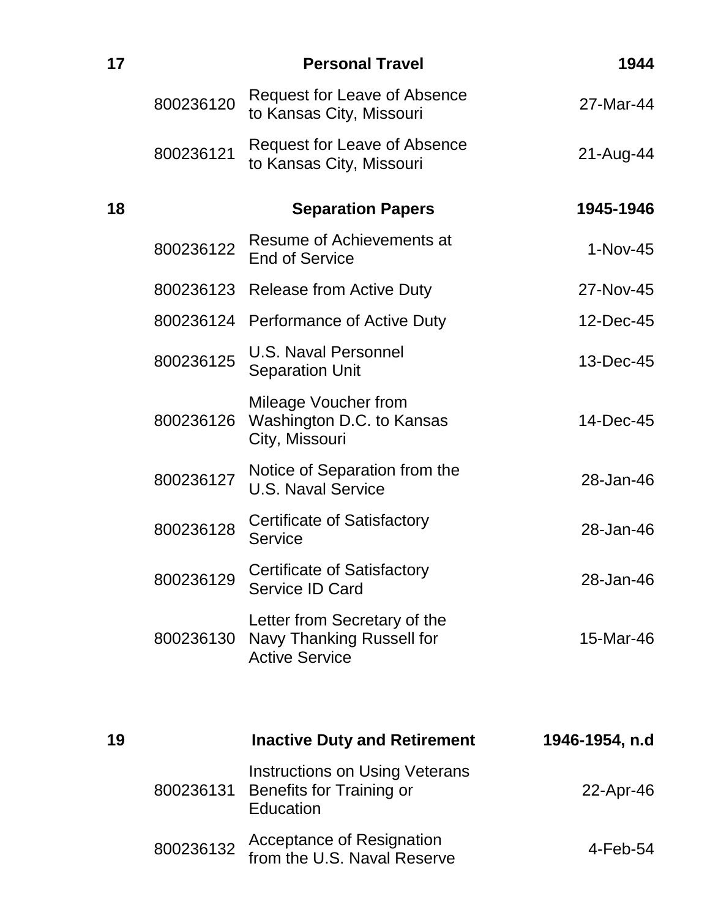| | | | |
|---|---|---|---|
| **17** | | **Personal Travel** | **1944** |
| | 800236120 | Request for Leave of Absence to Kansas City, Missouri | 27-Mar-44 |
| | 800236121 | Request for Leave of Absence to Kansas City, Missouri | 21-Aug-44 |
| **18** | | **Separation Papers** | **1945-1946** |
| | 800236122 | Resume of Achievements at End of Service | 1-Nov-45 |
| | 800236123 | Release from Active Duty | 27-Nov-45 |
| | 800236124 | Performance of Active Duty | 12-Dec-45 |
| | 800236125 | U.S. Naval Personnel Separation Unit | 13-Dec-45 |
| | 800236126 | Mileage Voucher from Washington D.C. to Kansas City, Missouri | 14-Dec-45 |
| | 800236127 | Notice of Separation from the U.S. Naval Service | 28-Jan-46 |
| | 800236128 | Certificate of Satisfactory Service | 28-Jan-46 |
| | 800236129 | Certificate of Satisfactory Service ID Card | 28-Jan-46 |
| | 800236130 | Letter from Secretary of the Navy Thanking Russell for Active Service | 15-Mar-46 |
| **19** | | **Inactive Duty and Retirement** | **1946-1954, n.d** |
| | 800236131 | Instructions on Using Veterans Benefits for Training or Education | 22-Apr-46 |
| | 800236132 | Acceptance of Resignation from the U.S. Naval Reserve | 4-Feb-54 |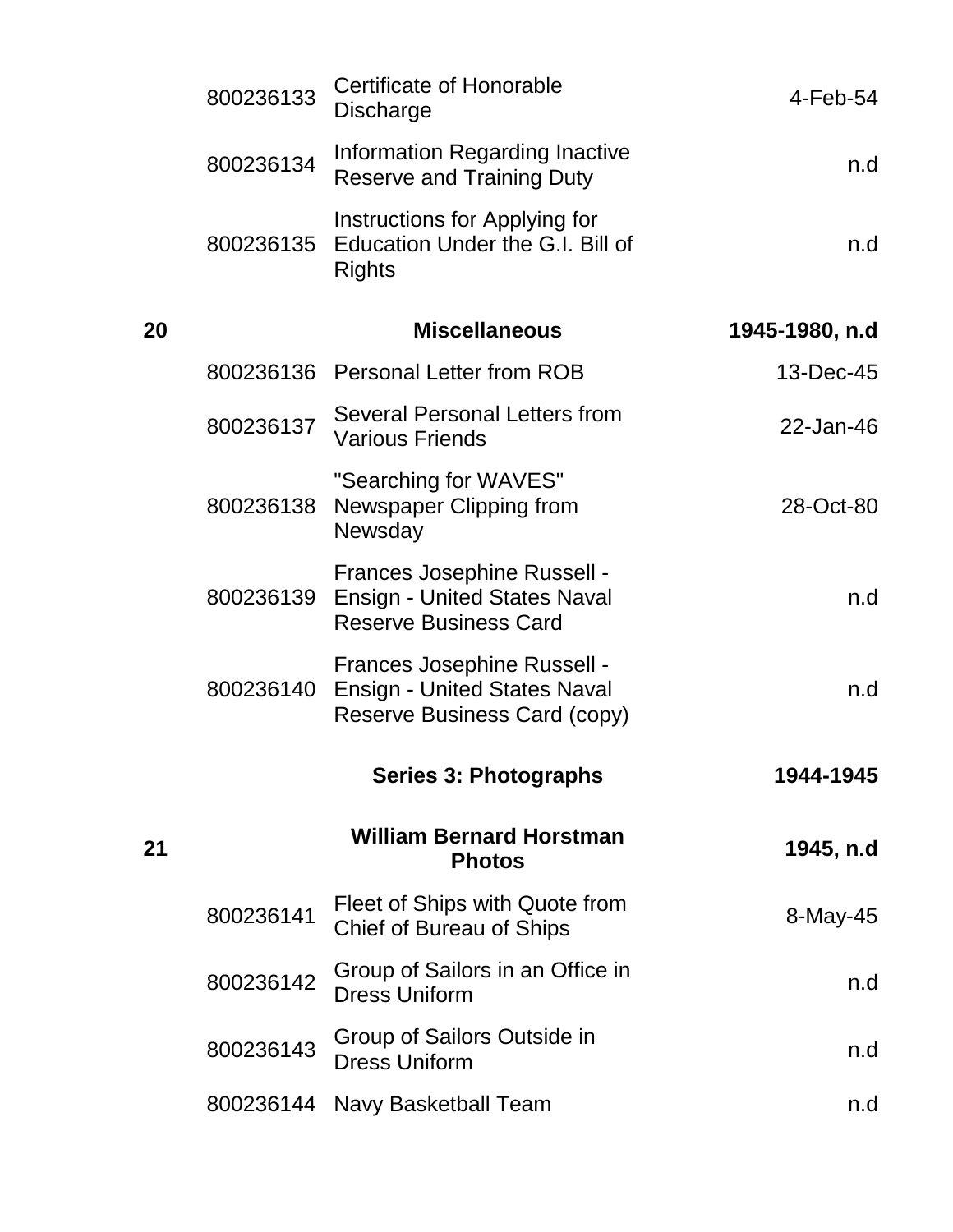| | | | |
|---|---|---|---|
| | 800236133 | Certificate of Honorable Discharge | 4-Feb-54 |
| | 800236134 | Information Regarding Inactive Reserve and Training Duty | n.d |
| | 800236135 | Instructions for Applying for Education Under the G.I. Bill of Rights | n.d |
| **20** | | **Miscellaneous** | **1945-1980, n.d** |
| | 800236136 | Personal Letter from ROB | 13-Dec-45 |
| | 800236137 | Several Personal Letters from Various Friends | 22-Jan-46 |
| | 800236138 | "Searching for WAVES" Newspaper Clipping from Newsday | 28-Oct-80 |
| | 800236139 | Frances Josephine Russell - Ensign - United States Naval Reserve Business Card | n.d |
| | 800236140 | Frances Josephine Russell - Ensign - United States Naval Reserve Business Card (copy) | n.d |
| | | **Series 3: Photographs** | **1944-1945** |
| **21** | | **William Bernard Horstman Photos** | **1945, n.d** |
| | 800236141 | Fleet of Ships with Quote from Chief of Bureau of Ships | 8-May-45 |
| | 800236142 | Group of Sailors in an Office in Dress Uniform | n.d |
| | 800236143 | Group of Sailors Outside in Dress Uniform | n.d |
| | 800236144 | Navy Basketball Team | n.d |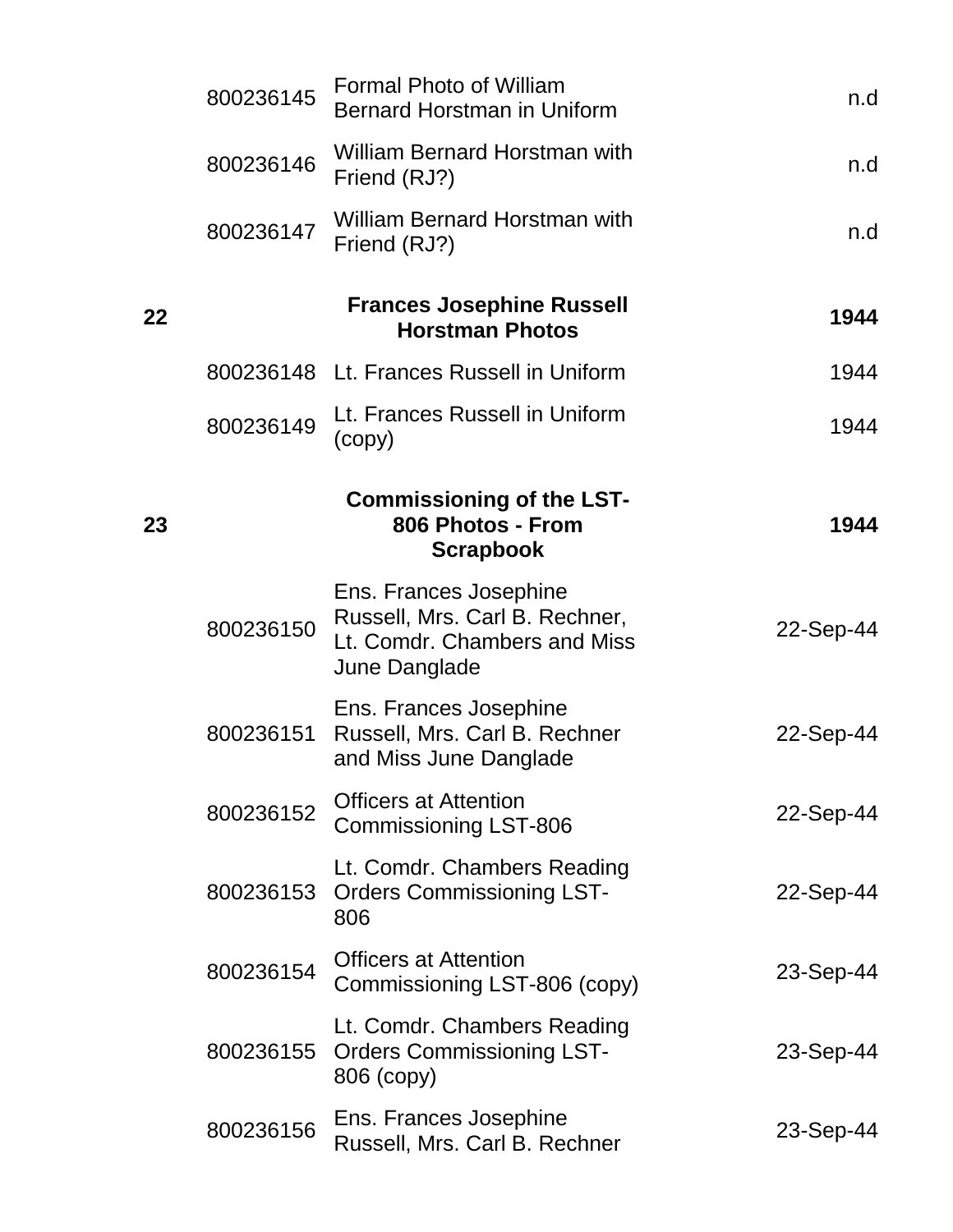| | | | |
|---|---|---|---|
| | 800236145 | Formal Photo of William Bernard Horstman in Uniform | n.d |
| | 800236146 | William Bernard Horstman with Friend (RJ?) | n.d |
| | 800236147 | William Bernard Horstman with Friend (RJ?) | n.d |
| **22** | | **Frances Josephine Russell Horstman Photos** | **1944** |
| | 800236148 | Lt. Frances Russell in Uniform | 1944 |
| | 800236149 | Lt. Frances Russell in Uniform (copy) | 1944 |
| **23** | | **Commissioning of the LST-806 Photos - From Scrapbook** | **1944** |
| | 800236150 | Ens. Frances Josephine Russell, Mrs. Carl B. Rechner, Lt. Comdr. Chambers and Miss June Danglade | 22-Sep-44 |
| | 800236151 | Ens. Frances Josephine Russell, Mrs. Carl B. Rechner and Miss June Danglade | 22-Sep-44 |
| | 800236152 | Officers at Attention Commissioning LST-806 | 22-Sep-44 |
| | 800236153 | Lt. Comdr. Chambers Reading Orders Commissioning LST-806 | 22-Sep-44 |
| | 800236154 | Officers at Attention Commissioning LST-806 (copy) | 23-Sep-44 |
| | 800236155 | Lt. Comdr. Chambers Reading Orders Commissioning LST-806 (copy) | 23-Sep-44 |
| | 800236156 | Ens. Frances Josephine Russell, Mrs. Carl B. Rechner | 23-Sep-44 |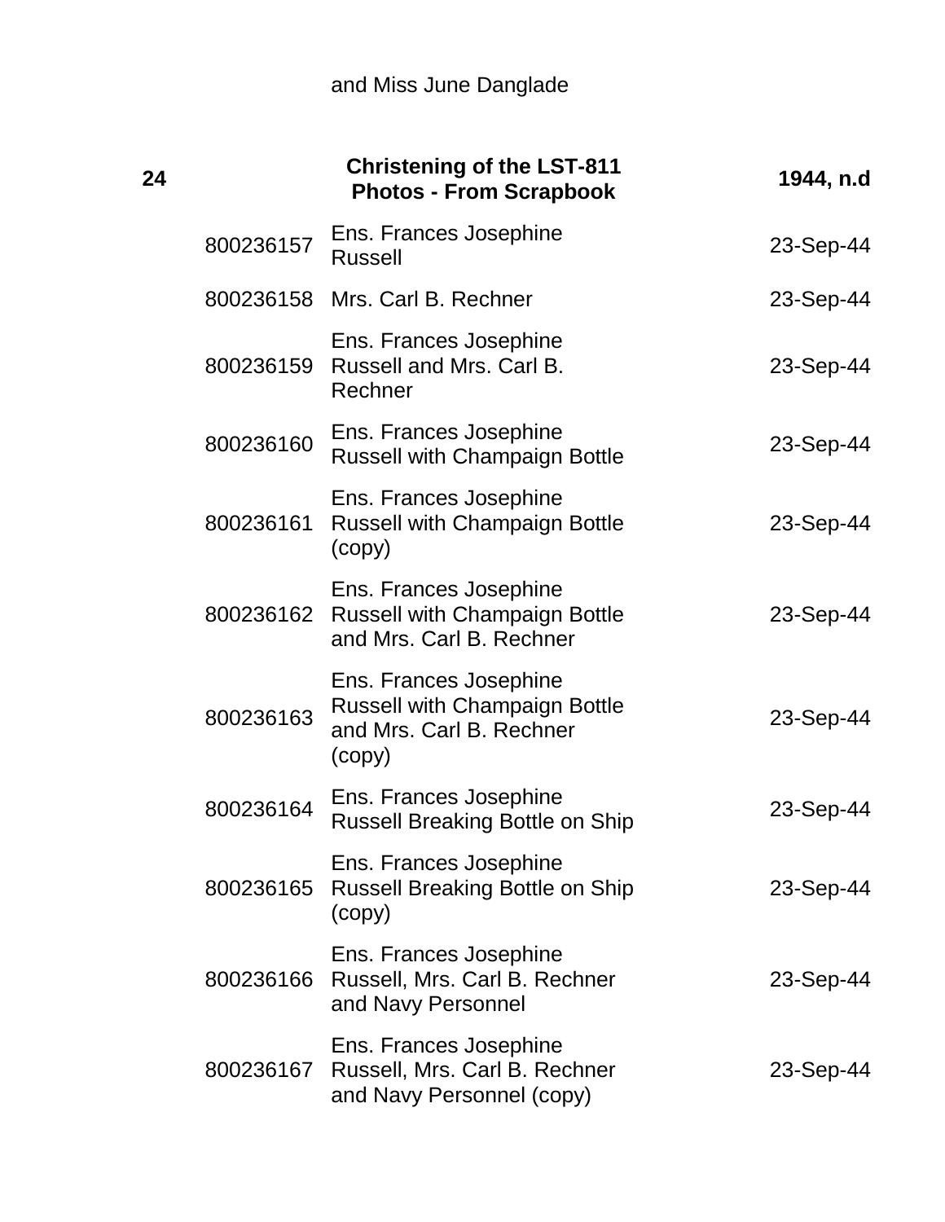and Miss June Danglade

| | | | |
|---|---|---|---|
| **24** | | **Christening of the LST-811 Photos - From Scrapbook** | **1944, n.d** |
| | 800236157 | Ens. Frances Josephine Russell | 23-Sep-44 |
| | 800236158 | Mrs. Carl B. Rechner | 23-Sep-44 |
| | 800236159 | Ens. Frances Josephine Russell and Mrs. Carl B. Rechner | 23-Sep-44 |
| | 800236160 | Ens. Frances Josephine Russell with Champaign Bottle | 23-Sep-44 |
| | 800236161 | Ens. Frances Josephine Russell with Champaign Bottle (copy) | 23-Sep-44 |
| | 800236162 | Ens. Frances Josephine Russell with Champaign Bottle and Mrs. Carl B. Rechner | 23-Sep-44 |
| | 800236163 | Ens. Frances Josephine Russell with Champaign Bottle and Mrs. Carl B. Rechner (copy) | 23-Sep-44 |
| | 800236164 | Ens. Frances Josephine Russell Breaking Bottle on Ship | 23-Sep-44 |
| | 800236165 | Ens. Frances Josephine Russell Breaking Bottle on Ship (copy) | 23-Sep-44 |
| | 800236166 | Ens. Frances Josephine Russell, Mrs. Carl B. Rechner and Navy Personnel | 23-Sep-44 |
| | 800236167 | Ens. Frances Josephine Russell, Mrs. Carl B. Rechner and Navy Personnel (copy) | 23-Sep-44 |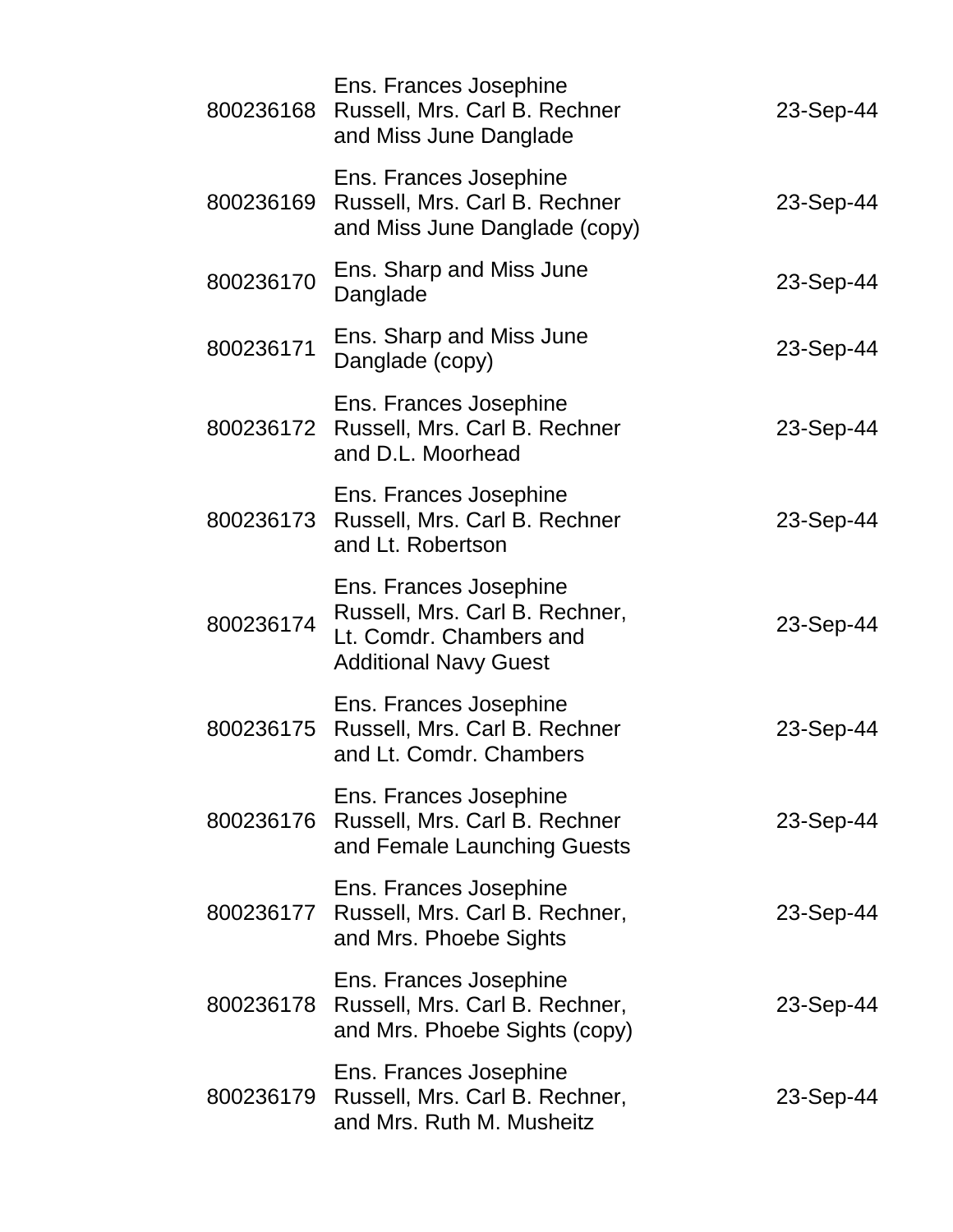| | | |
|---|---|---|
| 800236168 | Ens. Frances Josephine Russell, Mrs. Carl B. Rechner and Miss June Danglade | 23-Sep-44 |
| 800236169 | Ens. Frances Josephine Russell, Mrs. Carl B. Rechner and Miss June Danglade (copy) | 23-Sep-44 |
| 800236170 | Ens. Sharp and Miss June Danglade | 23-Sep-44 |
| 800236171 | Ens. Sharp and Miss June Danglade (copy) | 23-Sep-44 |
| 800236172 | Ens. Frances Josephine Russell, Mrs. Carl B. Rechner and D.L. Moorhead | 23-Sep-44 |
| 800236173 | Ens. Frances Josephine Russell, Mrs. Carl B. Rechner and Lt. Robertson | 23-Sep-44 |
| 800236174 | Ens. Frances Josephine Russell, Mrs. Carl B. Rechner, Lt. Comdr. Chambers and Additional Navy Guest | 23-Sep-44 |
| 800236175 | Ens. Frances Josephine Russell, Mrs. Carl B. Rechner and Lt. Comdr. Chambers | 23-Sep-44 |
| 800236176 | Ens. Frances Josephine Russell, Mrs. Carl B. Rechner and Female Launching Guests | 23-Sep-44 |
| 800236177 | Ens. Frances Josephine Russell, Mrs. Carl B. Rechner, and Mrs. Phoebe Sights | 23-Sep-44 |
| 800236178 | Ens. Frances Josephine Russell, Mrs. Carl B. Rechner, and Mrs. Phoebe Sights (copy) | 23-Sep-44 |
| 800236179 | Ens. Frances Josephine Russell, Mrs. Carl B. Rechner, and Mrs. Ruth M. Musheitz | 23-Sep-44 |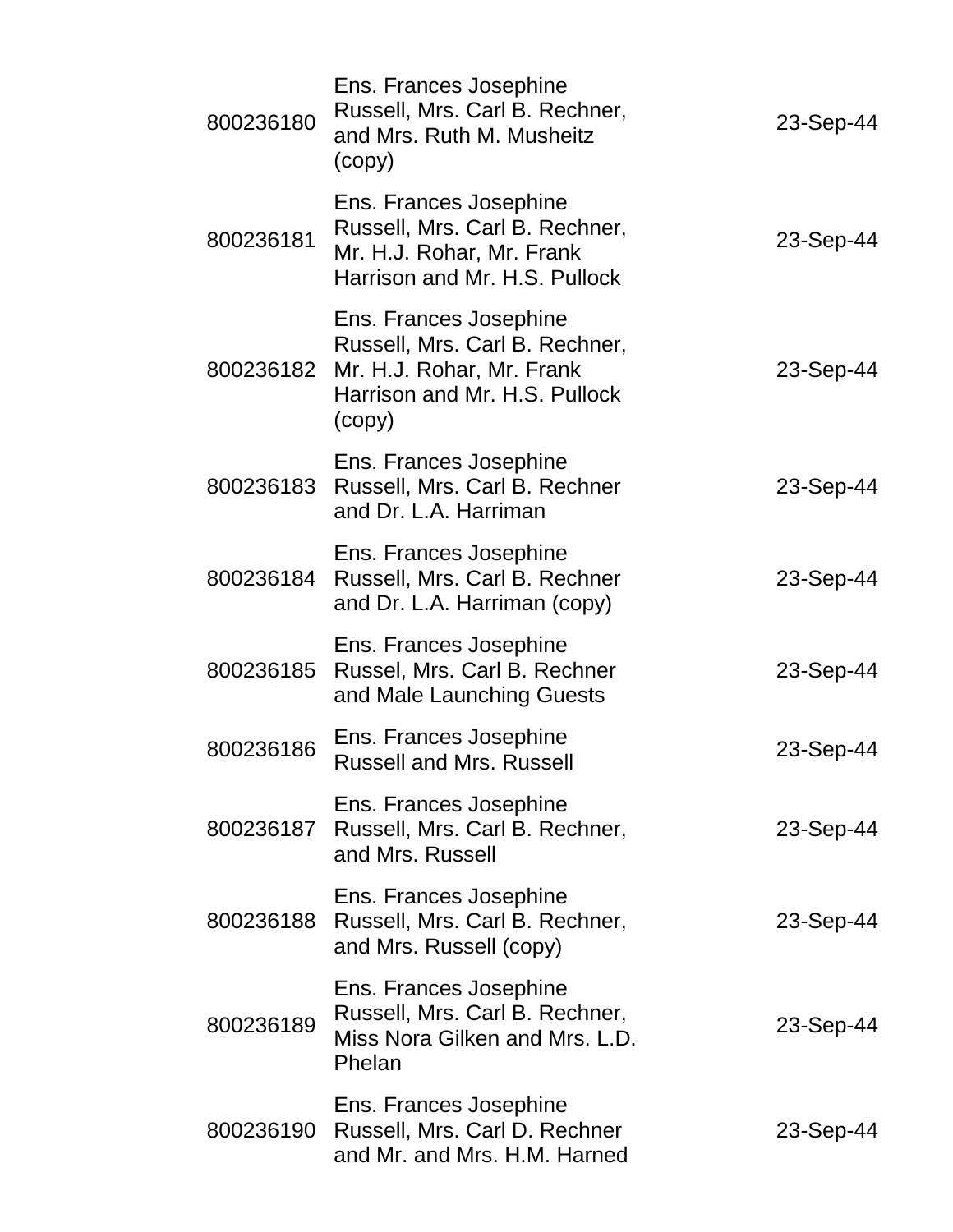| | | |
|---|---|---|
| 800236180 | Ens. Frances Josephine Russell, Mrs. Carl B. Rechner, and Mrs. Ruth M. Musheitz (copy) | 23-Sep-44 |
| 800236181 | Ens. Frances Josephine Russell, Mrs. Carl B. Rechner, Mr. H.J. Rohar, Mr. Frank Harrison and Mr. H.S. Pullock | 23-Sep-44 |
| 800236182 | Ens. Frances Josephine Russell, Mrs. Carl B. Rechner, Mr. H.J. Rohar, Mr. Frank Harrison and Mr. H.S. Pullock (copy) | 23-Sep-44 |
| 800236183 | Ens. Frances Josephine Russell, Mrs. Carl B. Rechner and Dr. L.A. Harriman | 23-Sep-44 |
| 800236184 | Ens. Frances Josephine Russell, Mrs. Carl B. Rechner and Dr. L.A. Harriman (copy) | 23-Sep-44 |
| 800236185 | Ens. Frances Josephine Russel, Mrs. Carl B. Rechner and Male Launching Guests | 23-Sep-44 |
| 800236186 | Ens. Frances Josephine Russell and Mrs. Russell | 23-Sep-44 |
| 800236187 | Ens. Frances Josephine Russell, Mrs. Carl B. Rechner, and Mrs. Russell | 23-Sep-44 |
| 800236188 | Ens. Frances Josephine Russell, Mrs. Carl B. Rechner, and Mrs. Russell (copy) | 23-Sep-44 |
| 800236189 | Ens. Frances Josephine Russell, Mrs. Carl B. Rechner, Miss Nora Gilken and Mrs. L.D. Phelan | 23-Sep-44 |
| 800236190 | Ens. Frances Josephine Russell, Mrs. Carl D. Rechner and Mr. and Mrs. H.M. Harned | 23-Sep-44 |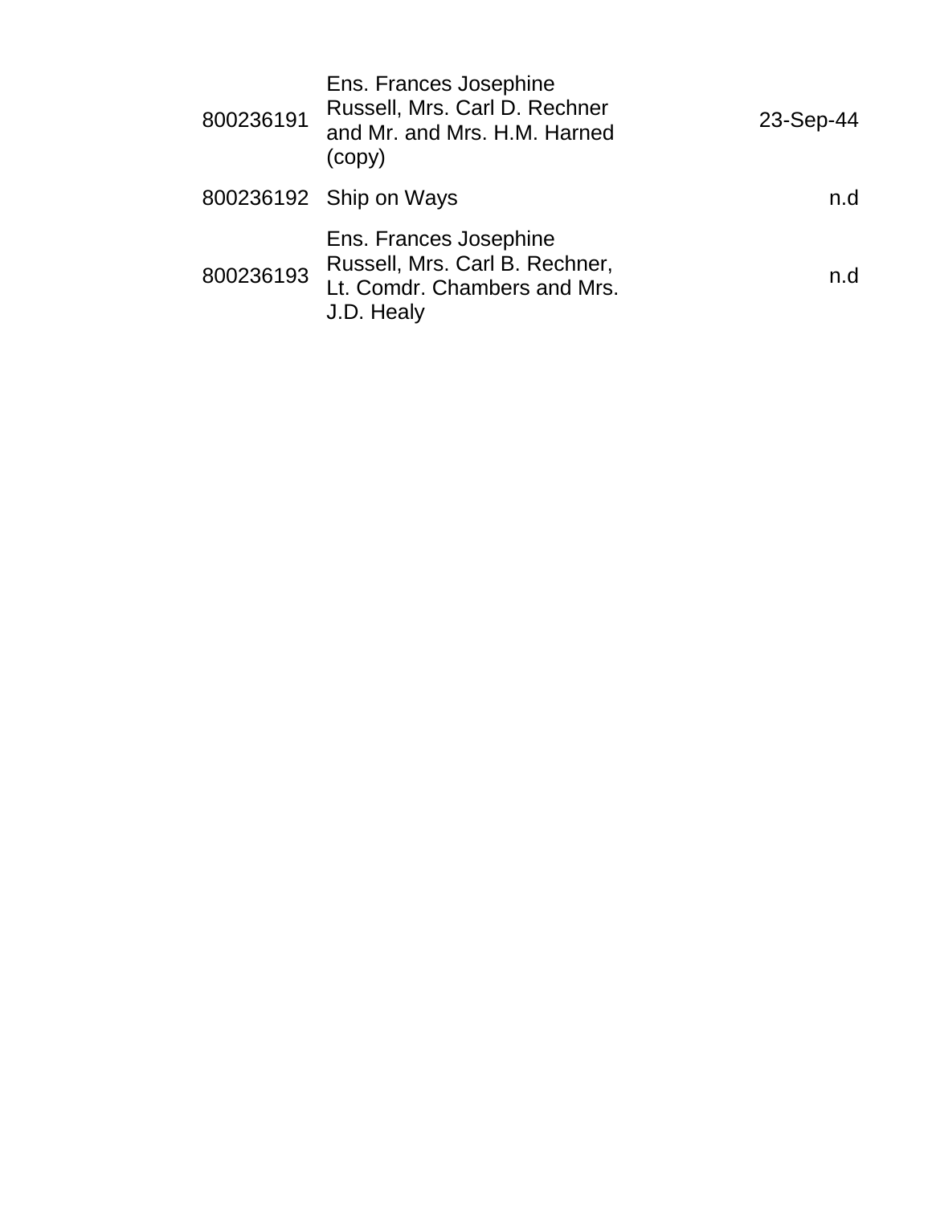| | | |
|---|---|---|
| 800236191 | Ens. Frances Josephine Russell, Mrs. Carl D. Rechner and Mr. and Mrs. H.M. Harned (copy) | 23-Sep-44 |
| 800236192 | Ship on Ways | n.d |
| 800236193 | Ens. Frances Josephine Russell, Mrs. Carl B. Rechner, Lt. Comdr. Chambers and Mrs. J.D. Healy | n.d |